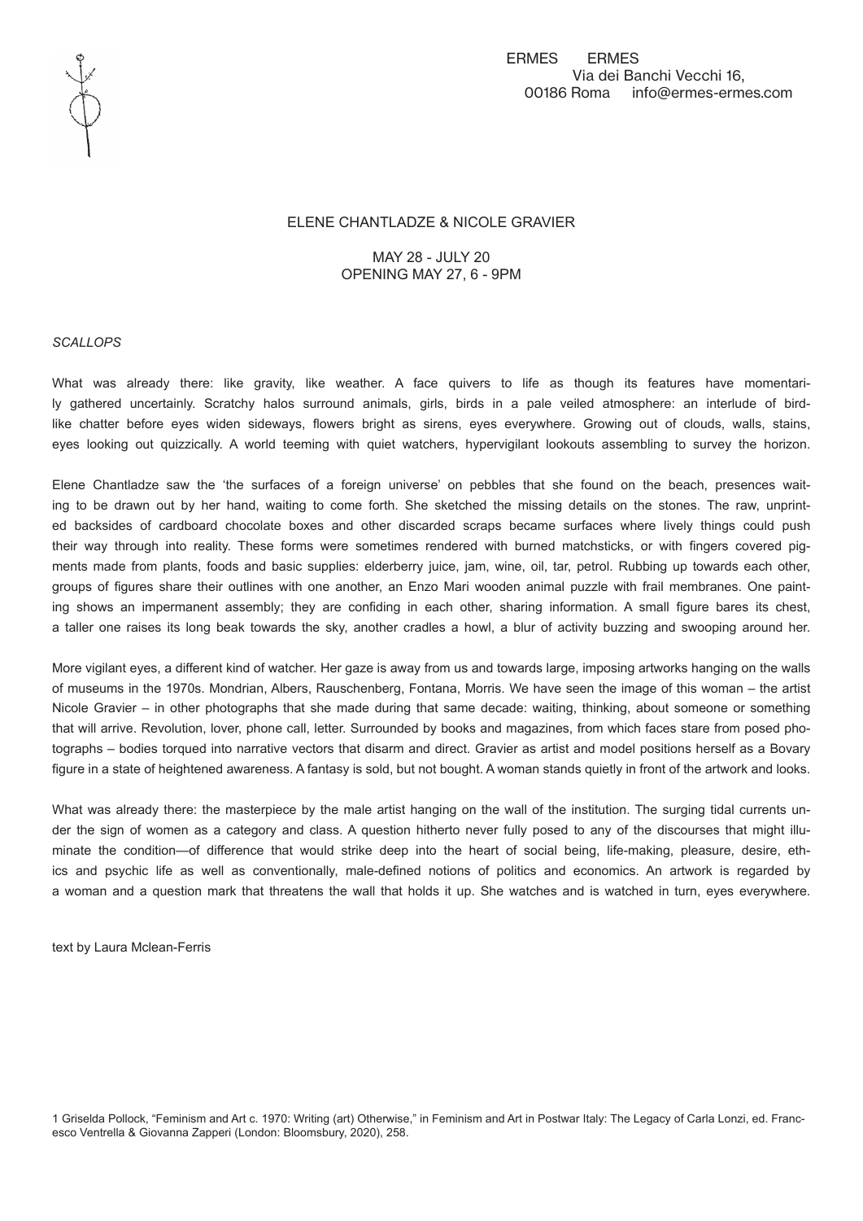ERMES ERMES
Via dei Banchi Vecchi 16,
00186 Roma info@ermes-ermes.com

# ELENE CHANTLADZE & NICOLE GRAVIER

MAY 28 - JULY 20
OPENING MAY 27, 6 - 9PM

*SCALLOPS*

What was already there: like gravity, like weather. A face quivers to life as though its features have momentarily gathered uncertainly. Scratchy halos surround animals, girls, birds in a pale veiled atmosphere: an interlude of bird-like chatter before eyes widen sideways, flowers bright as sirens, eyes everywhere. Growing out of clouds, walls, stains, eyes looking out quizzically. A world teeming with quiet watchers, hypervigilant lookouts assembling to survey the horizon.

Elene Chantladze saw the 'the surfaces of a foreign universe' on pebbles that she found on the beach, presences waiting to be drawn out by her hand, waiting to come forth. She sketched the missing details on the stones. The raw, unprinted backsides of cardboard chocolate boxes and other discarded scraps became surfaces where lively things could push their way through into reality. These forms were sometimes rendered with burned matchsticks, or with fingers covered pigments made from plants, foods and basic supplies: elderberry juice, jam, wine, oil, tar, petrol. Rubbing up towards each other, groups of figures share their outlines with one another, an Enzo Mari wooden animal puzzle with frail membranes. One painting shows an impermanent assembly; they are confiding in each other, sharing information. A small figure bares its chest, a taller one raises its long beak towards the sky, another cradles a howl, a blur of activity buzzing and swooping around her.

More vigilant eyes, a different kind of watcher. Her gaze is away from us and towards large, imposing artworks hanging on the walls of museums in the 1970s. Mondrian, Albers, Rauschenberg, Fontana, Morris. We have seen the image of this woman – the artist Nicole Gravier – in other photographs that she made during that same decade: waiting, thinking, about someone or something that will arrive. Revolution, lover, phone call, letter. Surrounded by books and magazines, from which faces stare from posed photographs – bodies torqued into narrative vectors that disarm and direct. Gravier as artist and model positions herself as a Bovary figure in a state of heightened awareness. A fantasy is sold, but not bought. A woman stands quietly in front of the artwork and looks.

What was already there: the masterpiece by the male artist hanging on the wall of the institution. The surging tidal currents under the sign of women as a category and class. A question hitherto never fully posed to any of the discourses that might illuminate the condition—of difference that would strike deep into the heart of social being, life-making, pleasure, desire, ethics and psychic life as well as conventionally, male-defined notions of politics and economics. An artwork is regarded by a woman and a question mark that threatens the wall that holds it up. She watches and is watched in turn, eyes everywhere.

text by Laura Mclean-Ferris

1 Griselda Pollock, "Feminism and Art c. 1970: Writing (art) Otherwise," in Feminism and Art in Postwar Italy: The Legacy of Carla Lonzi, ed. Francesco Ventrella & Giovanna Zapperi (London: Bloomsbury, 2020), 258.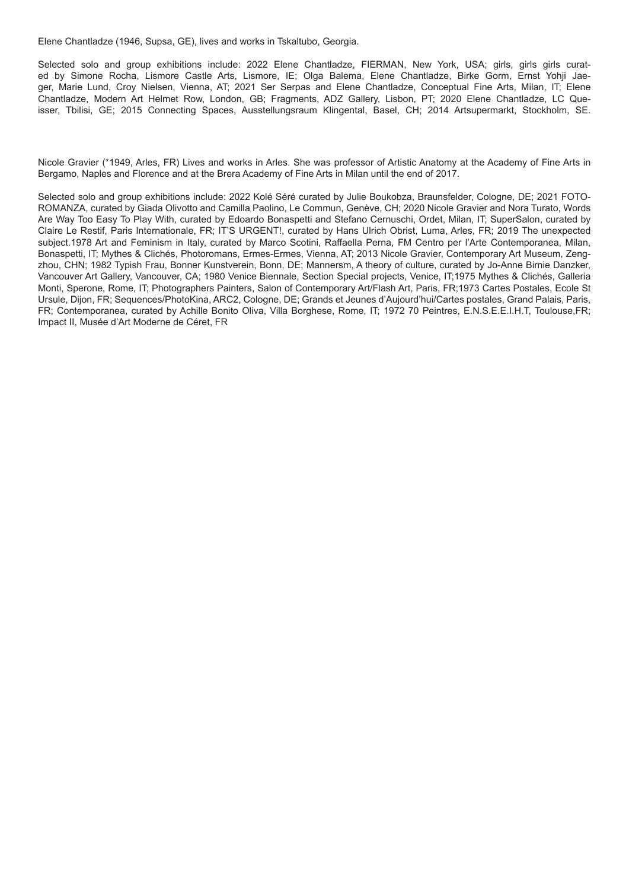Elene Chantladze (1946, Supsa, GE), lives and works in Tskaltubo, Georgia.

Selected solo and group exhibitions include: 2022 Elene Chantladze, FIERMAN, New York, USA; girls, girls girls curated by Simone Rocha, Lismore Castle Arts, Lismore, IE; Olga Balema, Elene Chantladze, Birke Gorm, Ernst Yohji Jaeger, Marie Lund, Croy Nielsen, Vienna, AT; 2021 Ser Serpas and Elene Chantladze, Conceptual Fine Arts, Milan, IT; Elene Chantladze, Modern Art Helmet Row, London, GB; Fragments, ADZ Gallery, Lisbon, PT; 2020 Elene Chantladze, LC Queisser, Tbilisi, GE; 2015 Connecting Spaces, Ausstellungsraum Klingental, Basel, CH; 2014 Artsupermarkt, Stockholm, SE.

Nicole Gravier (*1949, Arles, FR) Lives and works in Arles. She was professor of Artistic Anatomy at the Academy of Fine Arts in Bergamo, Naples and Florence and at the Brera Academy of Fine Arts in Milan until the end of 2017.

Selected solo and group exhibitions include: 2022 Kolé Séré curated by Julie Boukobza, Braunsfelder, Cologne, DE; 2021 FOTO-ROMANZA, curated by Giada Olivotto and Camilla Paolino, Le Commun, Genève, CH; 2020 Nicole Gravier and Nora Turato, Words Are Way Too Easy To Play With, curated by Edoardo Bonaspetti and Stefano Cernuschi, Ordet, Milan, IT; SuperSalon, curated by Claire Le Restif, Paris Internationale, FR; IT'S URGENT!, curated by Hans Ulrich Obrist, Luma, Arles, FR; 2019 The unexpected subject.1978 Art and Feminism in Italy, curated by Marco Scotini, Raffaella Perna, FM Centro per l'Arte Contemporanea, Milan, Bonaspetti, IT; Mythes & Clichés, Photoromans, Ermes-Ermes, Vienna, AT; 2013 Nicole Gravier, Contemporary Art Museum, Zengzhou, CHN; 1982 Typish Frau, Bonner Kunstverein, Bonn, DE; Mannersm, A theory of culture, curated by Jo-Anne Birnie Danzker, Vancouver Art Gallery, Vancouver, CA; 1980 Venice Biennale, Section Special projects, Venice, IT;1975 Mythes & Clichés, Galleria Monti, Sperone, Rome, IT; Photographers Painters, Salon of Contemporary Art/Flash Art, Paris, FR;1973 Cartes Postales, Ecole St Ursule, Dijon, FR; Sequences/PhotoKina, ARC2, Cologne, DE; Grands et Jeunes d'Aujourd'hui/Cartes postales, Grand Palais, Paris, FR; Contemporanea, curated by Achille Bonito Oliva, Villa Borghese, Rome, IT; 1972 70 Peintres, E.N.S.E.E.I.H.T, Toulouse,FR; Impact II, Musée d'Art Moderne de Céret, FR